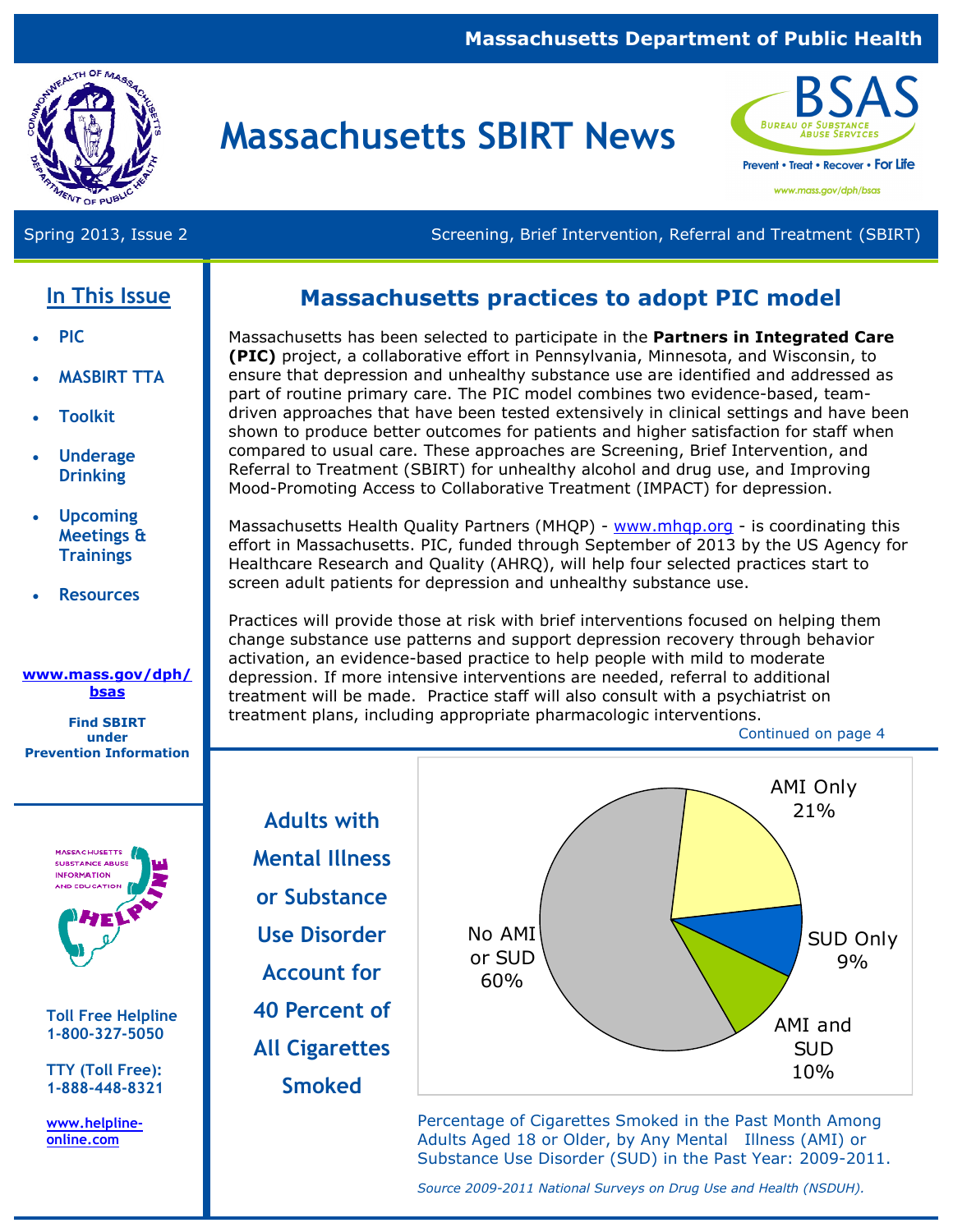Massachusetts Department of Public Health

# Massachusetts SBIRT News

BSAS — Bureau of Substance Abuse Services — Prevent • Treat • Recover • For Life — www.mass.gov/dph/bsas

Spring 2013, Issue 2 — Screening, Brief Intervention, Referral and Treatment (SBIRT)

## In This Issue

- PIC
- MASBIRT TTA
- Toolkit
- Underage Drinking
- Upcoming Meetings & Trainings
- Resources

**www.mass.gov/dph/bsas**

**Find SBIRT under Prevention Information**

Massachusetts Substance Abuse Information and Education HELPLINE

**Toll Free Helpline 1-800-327-5050**

**TTY (Toll Free): 1-888-448-8321**

**www.helpline-online.com**

## Massachusetts practices to adopt PIC model

Massachusetts has been selected to participate in the **Partners in Integrated Care (PIC)** project, a collaborative effort in Pennsylvania, Minnesota, and Wisconsin, to ensure that depression and unhealthy substance use are identified and addressed as part of routine primary care. The PIC model combines two evidence-based, team-driven approaches that have been tested extensively in clinical settings and have been shown to produce better outcomes for patients and higher satisfaction for staff when compared to usual care. These approaches are Screening, Brief Intervention, and Referral to Treatment (SBIRT) for unhealthy alcohol and drug use, and Improving Mood-Promoting Access to Collaborative Treatment (IMPACT) for depression.

Massachusetts Health Quality Partners (MHQP) - www.mhqp.org - is coordinating this effort in Massachusetts. PIC, funded through September of 2013 by the US Agency for Healthcare Research and Quality (AHRQ), will help four selected practices start to screen adult patients for depression and unhealthy substance use.

Practices will provide those at risk with brief interventions focused on helping them change substance use patterns and support depression recovery through behavior activation, an evidence-based practice to help people with mild to moderate depression. If more intensive interventions are needed, referral to additional treatment will be made. Practice staff will also consult with a psychiatrist on treatment plans, including appropriate pharmacologic interventions.

Continued on page 4

## Adults with Mental Illness or Substance Use Disorder Account for 40 Percent of All Cigarettes Smoked

| Category | Percentage |
| --- | --- |
| No AMI or SUD | 60% |
| AMI Only | 21% |
| SUD Only | 9% |
| AMI and SUD | 10% |

Percentage of Cigarettes Smoked in the Past Month Among Adults Aged 18 or Older, by Any Mental Illness (AMI) or Substance Use Disorder (SUD) in the Past Year: 2009-2011.

*Source 2009-2011 National Surveys on Drug Use and Health (NSDUH).*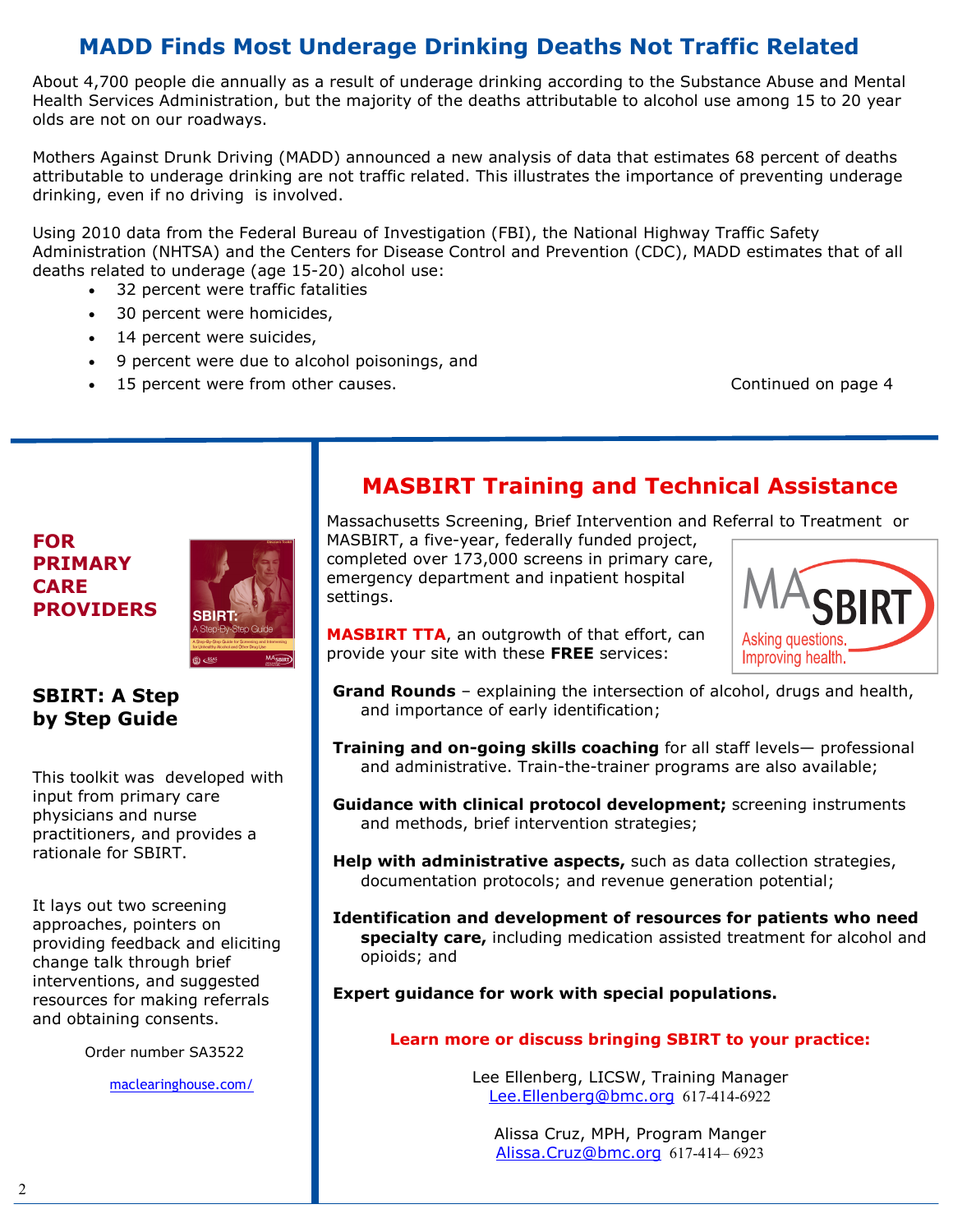# MADD Finds Most Underage Drinking Deaths Not Traffic Related

About 4,700 people die annually as a result of underage drinking according to the Substance Abuse and Mental Health Services Administration, but the majority of the deaths attributable to alcohol use among 15 to 20 year olds are not on our roadways.

Mothers Against Drunk Driving (MADD) announced a new analysis of data that estimates 68 percent of deaths attributable to underage drinking are not traffic related. This illustrates the importance of preventing underage drinking, even if no driving is involved.

Using 2010 data from the Federal Bureau of Investigation (FBI), the National Highway Traffic Safety Administration (NHTSA) and the Centers for Disease Control and Prevention (CDC), MADD estimates that of all deaths related to underage (age 15-20) alcohol use:

- 32 percent were traffic fatalities
- 30 percent were homicides,
- 14 percent were suicides,
- 9 percent were due to alcohol poisonings, and
- 15 percent were from other causes.

Continued on page 4

---

## FOR PRIMARY CARE PROVIDERS

### SBIRT: A Step by Step Guide

This toolkit was developed with input from primary care physicians and nurse practitioners, and provides a rationale for SBIRT.

It lays out two screening approaches, pointers on providing feedback and eliciting change talk through brief interventions, and suggested resources for making referrals and obtaining consents.

Order number SA3522

maclearinghouse.com/

---

## MASBIRT Training and Technical Assistance

Massachusetts Screening, Brief Intervention and Referral to Treatment or MASBIRT, a five-year, federally funded project, completed over 173,000 screens in primary care, emergency department and inpatient hospital settings.

**MASBIRT TTA**, an outgrowth of that effort, can provide your site with these **FREE** services:

**Grand Rounds** – explaining the intersection of alcohol, drugs and health, and importance of early identification;

**Training and on-going skills coaching** for all staff levels— professional and administrative. Train-the-trainer programs are also available;

**Guidance with clinical protocol development;** screening instruments and methods, brief intervention strategies;

**Help with administrative aspects,** such as data collection strategies, documentation protocols; and revenue generation potential;

**Identification and development of resources for patients who need specialty care,** including medication assisted treatment for alcohol and opioids; and

**Expert guidance for work with special populations.**

**Learn more or discuss bringing SBIRT to your practice:**

Lee Ellenberg, LICSW, Training Manager
Lee.Ellenberg@bmc.org 617-414-6922

Alissa Cruz, MPH, Program Manger
Alissa.Cruz@bmc.org 617-414– 6923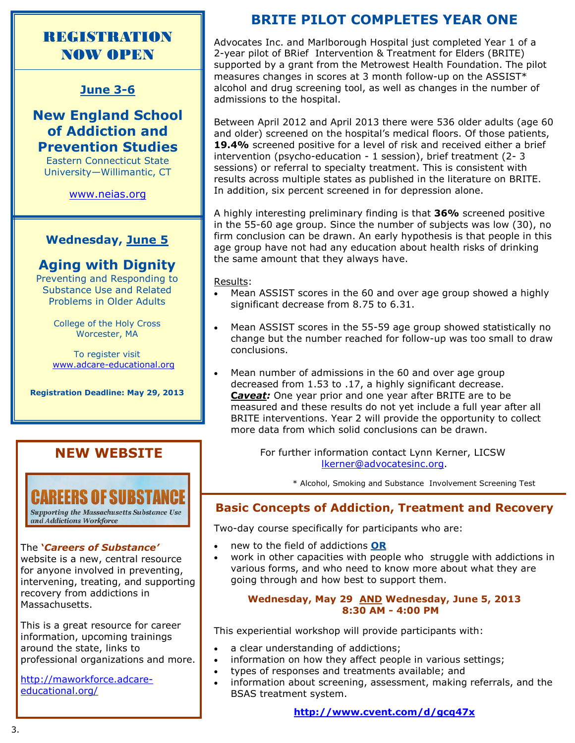## REGISTRATION NOW OPEN

**June 3-6**

### New England School of Addiction and Prevention Studies

Eastern Connecticut State University—Willimantic, CT

www.neias.org

**Wednesday, June 5**

### Aging with Dignity

Preventing and Responding to Substance Use and Related Problems in Older Adults

College of the Holy Cross
Worcester, MA

To register visit
www.adcare-educational.org

**Registration Deadline: May 29, 2013**

## NEW WEBSITE

CAREERS OF SUBSTANCE

*Supporting the Massachusetts Substance Use and Addictions Workforce*

The ***'Careers of Substance'*** website is a new, central resource for anyone involved in preventing, intervening, treating, and supporting recovery from addictions in Massachusetts.

This is a great resource for career information, upcoming trainings around the state, links to professional organizations and more.

http://maworkforce.adcare-educational.org/

## BRITE PILOT COMPLETES YEAR ONE

Advocates Inc. and Marlborough Hospital just completed Year 1 of a 2-year pilot of BRief Intervention & Treatment for Elders (BRITE) supported by a grant from the Metrowest Health Foundation. The pilot measures changes in scores at 3 month follow-up on the ASSIST* alcohol and drug screening tool, as well as changes in the number of admissions to the hospital.

Between April 2012 and April 2013 there were 536 older adults (age 60 and older) screened on the hospital's medical floors. Of those patients, **19.4%** screened positive for a level of risk and received either a brief intervention (psycho-education - 1 session), brief treatment (2- 3 sessions) or referral to specialty treatment. This is consistent with results across multiple states as published in the literature on BRITE. In addition, six percent screened in for depression alone.

A highly interesting preliminary finding is that **36%** screened positive in the 55-60 age group. Since the number of subjects was low (30), no firm conclusion can be drawn. An early hypothesis is that people in this age group have not had any education about health risks of drinking the same amount that they always have.

Results:

- Mean ASSIST scores in the 60 and over age group showed a highly significant decrease from 8.75 to 6.31.
- Mean ASSIST scores in the 55-59 age group showed statistically no change but the number reached for follow-up was too small to draw conclusions.
- Mean number of admissions in the 60 and over age group decreased from 1.53 to .17, a highly significant decrease. ***Caveat:*** One year prior and one year after BRITE are to be measured and these results do not yet include a full year after all BRITE interventions. Year 2 will provide the opportunity to collect more data from which solid conclusions can be drawn.

For further information contact Lynn Kerner, LICSW lkerner@advocatesinc.org.

\* Alcohol, Smoking and Substance Involvement Screening Test

## Basic Concepts of Addiction, Treatment and Recovery

Two-day course specifically for participants who are:

- new to the field of addictions **OR**
- work in other capacities with people who struggle with addictions in various forms, and who need to know more about what they are going through and how best to support them.

**Wednesday, May 29 AND Wednesday, June 5, 2013**
**8:30 AM - 4:00 PM**

This experiential workshop will provide participants with:

- a clear understanding of addictions;
- information on how they affect people in various settings;
- types of responses and treatments available; and
- information about screening, assessment, making referrals, and the BSAS treatment system.

**http://www.cvent.com/d/gcq47x**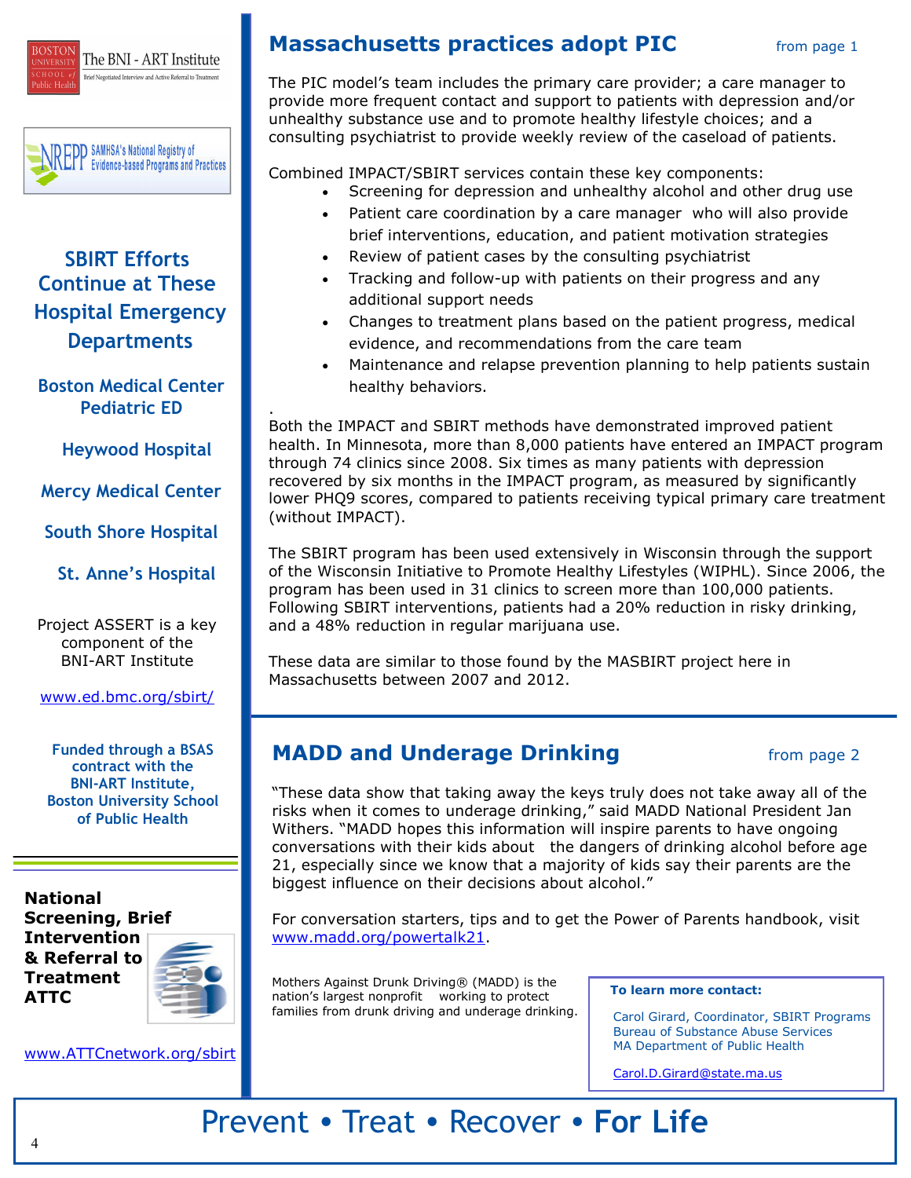## Massachusetts practices adopt PIC

from page 1

The PIC model's team includes the primary care provider; a care manager to provide more frequent contact and support to patients with depression and/or unhealthy substance use and to promote healthy lifestyle choices; and a consulting psychiatrist to provide weekly review of the caseload of patients.

Combined IMPACT/SBIRT services contain these key components:

- Screening for depression and unhealthy alcohol and other drug use
- Patient care coordination by a care manager who will also provide brief interventions, education, and patient motivation strategies
- Review of patient cases by the consulting psychiatrist
- Tracking and follow-up with patients on their progress and any additional support needs
- Changes to treatment plans based on the patient progress, medical evidence, and recommendations from the care team
- Maintenance and relapse prevention planning to help patients sustain healthy behaviors.

Both the IMPACT and SBIRT methods have demonstrated improved patient health. In Minnesota, more than 8,000 patients have entered an IMPACT program through 74 clinics since 2008. Six times as many patients with depression recovered by six months in the IMPACT program, as measured by significantly lower PHQ9 scores, compared to patients receiving typical primary care treatment (without IMPACT).

The SBIRT program has been used extensively in Wisconsin through the support of the Wisconsin Initiative to Promote Healthy Lifestyles (WIPHL). Since 2006, the program has been used in 31 clinics to screen more than 100,000 patients. Following SBIRT interventions, patients had a 20% reduction in risky drinking, and a 48% reduction in regular marijuana use.

These data are similar to those found by the MASBIRT project here in Massachusetts between 2007 and 2012.

## MADD and Underage Drinking

from page 2

"These data show that taking away the keys truly does not take away all of the risks when it comes to underage drinking," said MADD National President Jan Withers. "MADD hopes this information will inspire parents to have ongoing conversations with their kids about the dangers of drinking alcohol before age 21, especially since we know that a majority of kids say their parents are the biggest influence on their decisions about alcohol."

For conversation starters, tips and to get the Power of Parents handbook, visit www.madd.org/powertalk21.

Mothers Against Drunk Driving® (MADD) is the nation's largest nonprofit working to protect families from drunk driving and underage drinking.

**To learn more contact:**

Carol Girard, Coordinator, SBIRT Programs
Bureau of Substance Abuse Services
MA Department of Public Health

Carol.D.Girard@state.ma.us

---

The BNI - ART Institute
Brief Negotiated Interview and Active Referral to Treatment

NREPP SAMHSA's National Registry of Evidence-based Programs and Practices

### SBIRT Efforts Continue at These Hospital Emergency Departments

**Boston Medical Center Pediatric ED**

**Heywood Hospital**

**Mercy Medical Center**

**South Shore Hospital**

**St. Anne's Hospital**

Project ASSERT is a key component of the BNI-ART Institute

www.ed.bmc.org/sbirt/

**Funded through a BSAS contract with the BNI-ART Institute, Boston University School of Public Health**

**National Screening, Brief Intervention & Referral to Treatment ATTC**

www.ATTCnetwork.org/sbirt

Prevent • Treat • Recover • **For Life**